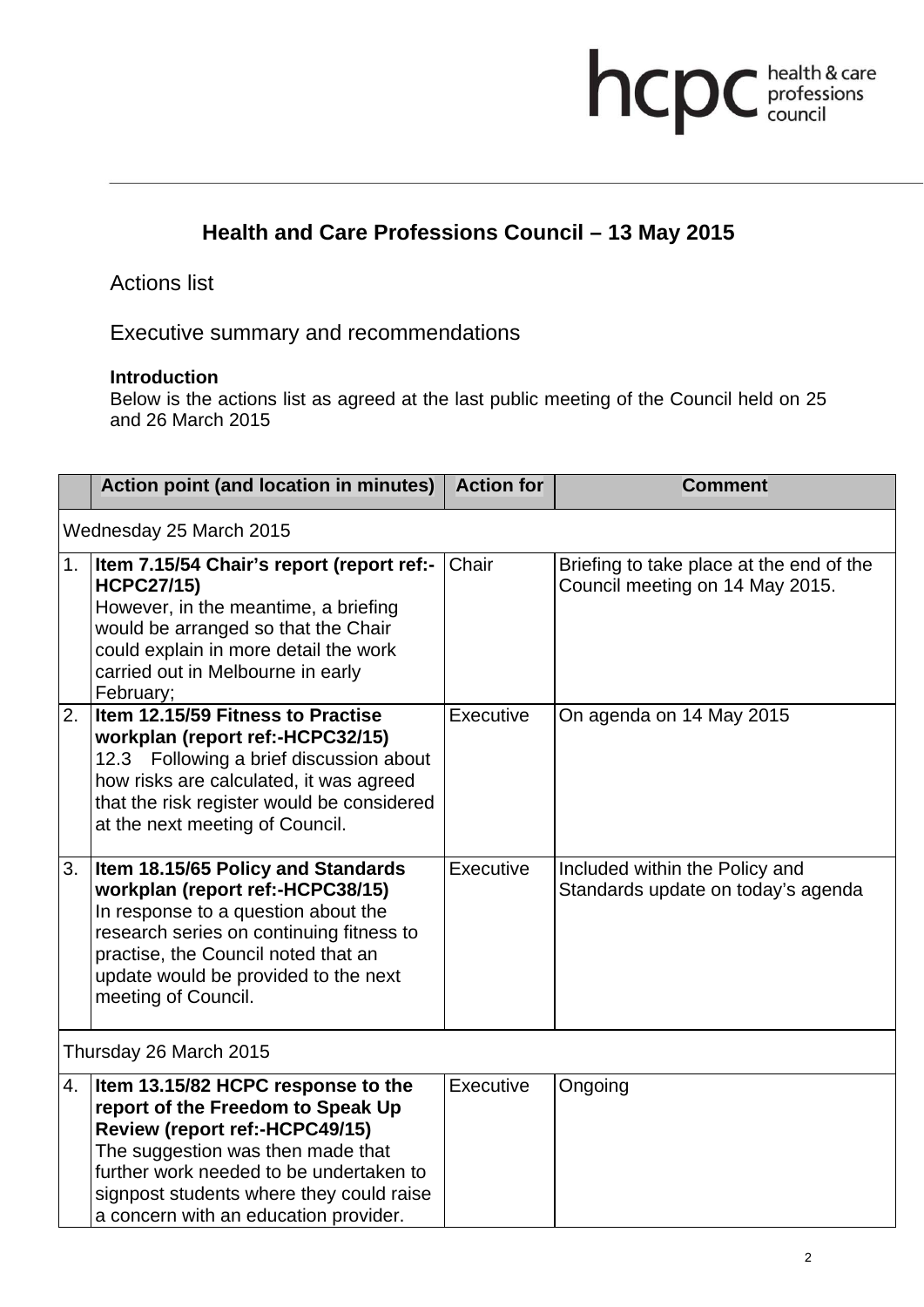# Health and Care Professions Council – 13 May 2015

## Actions list

## Executive summary and recommendations

**Introduction**

Below is the actions list as agreed at the last public meeting of the Council held on 25 and 26 March 2015

| | Action point (and location in minutes) | Action for | Comment |
|---|---|---|---|
| Wednesday 25 March 2015 | | | |
| 1. | **Item 7.15/54 Chair's report (report ref:-HCPC27/15)** However, in the meantime, a briefing would be arranged so that the Chair could explain in more detail the work carried out in Melbourne in early February; | Chair | Briefing to take place at the end of the Council meeting on 14 May 2015. |
| 2. | **Item 12.15/59 Fitness to Practise workplan (report ref:-HCPC32/15)** 12.3 Following a brief discussion about how risks are calculated, it was agreed that the risk register would be considered at the next meeting of Council. | Executive | On agenda on 14 May 2015 |
| 3. | **Item 18.15/65 Policy and Standards workplan (report ref:-HCPC38/15)** In response to a question about the research series on continuing fitness to practise, the Council noted that an update would be provided to the next meeting of Council. | Executive | Included within the Policy and Standards update on today's agenda |
| Thursday 26 March 2015 | | | |
| 4. | **Item 13.15/82 HCPC response to the report of the Freedom to Speak Up Review (report ref:-HCPC49/15)** The suggestion was then made that further work needed to be undertaken to signpost students where they could raise a concern with an education provider. | Executive | Ongoing |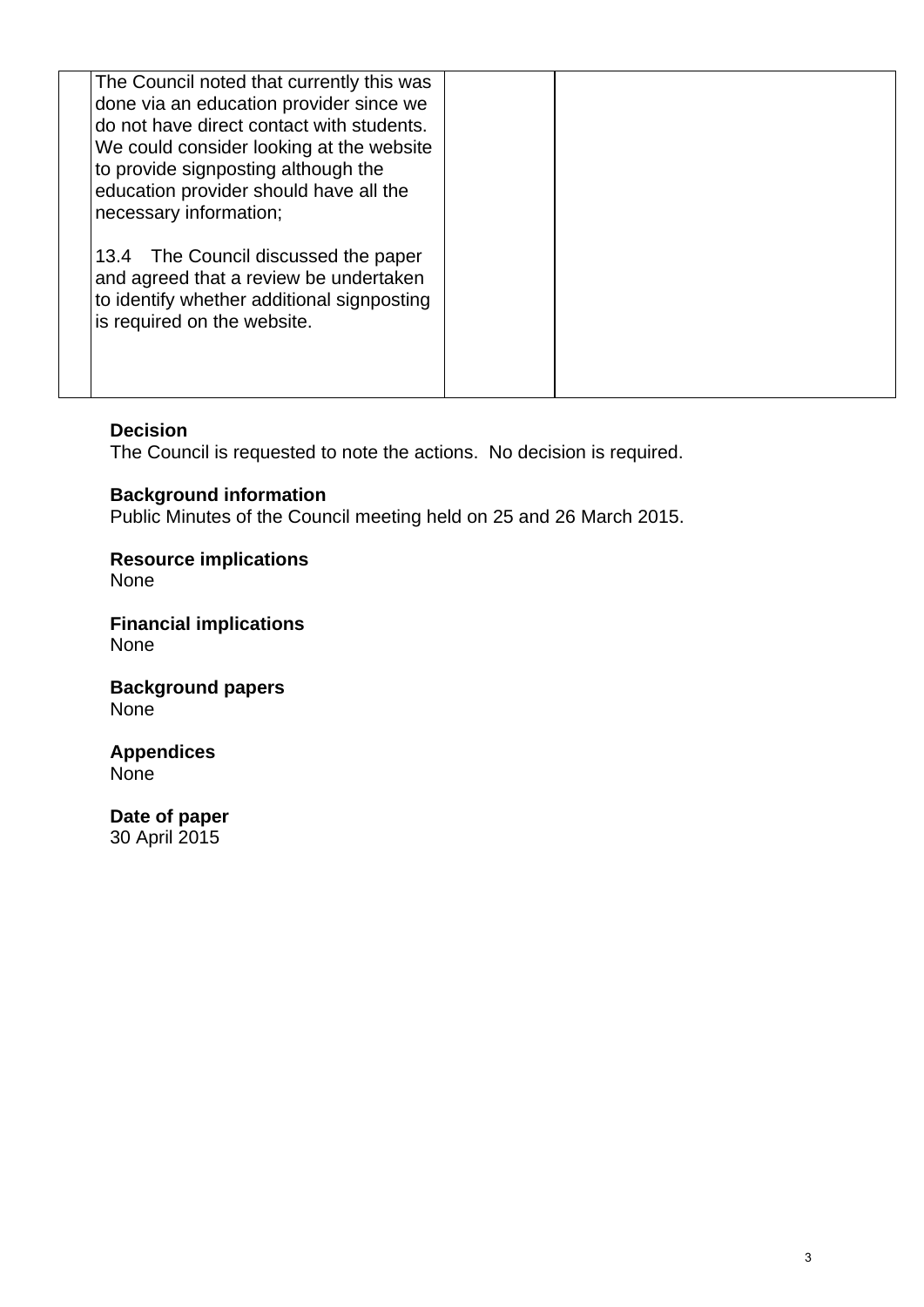| | | | |
|---|---|---|---|
| | The Council noted that currently this was done via an education provider since we do not have direct contact with students. We could consider looking at the website to provide signposting although the education provider should have all the necessary information;<br><br>13.4 The Council discussed the paper and agreed that a review be undertaken to identify whether additional signposting is required on the website. | | |

**Decision**
The Council is requested to note the actions. No decision is required.

**Background information**
Public Minutes of the Council meeting held on 25 and 26 March 2015.

**Resource implications**
None

**Financial implications**
None

**Background papers**
None

**Appendices**
None

**Date of paper**
30 April 2015